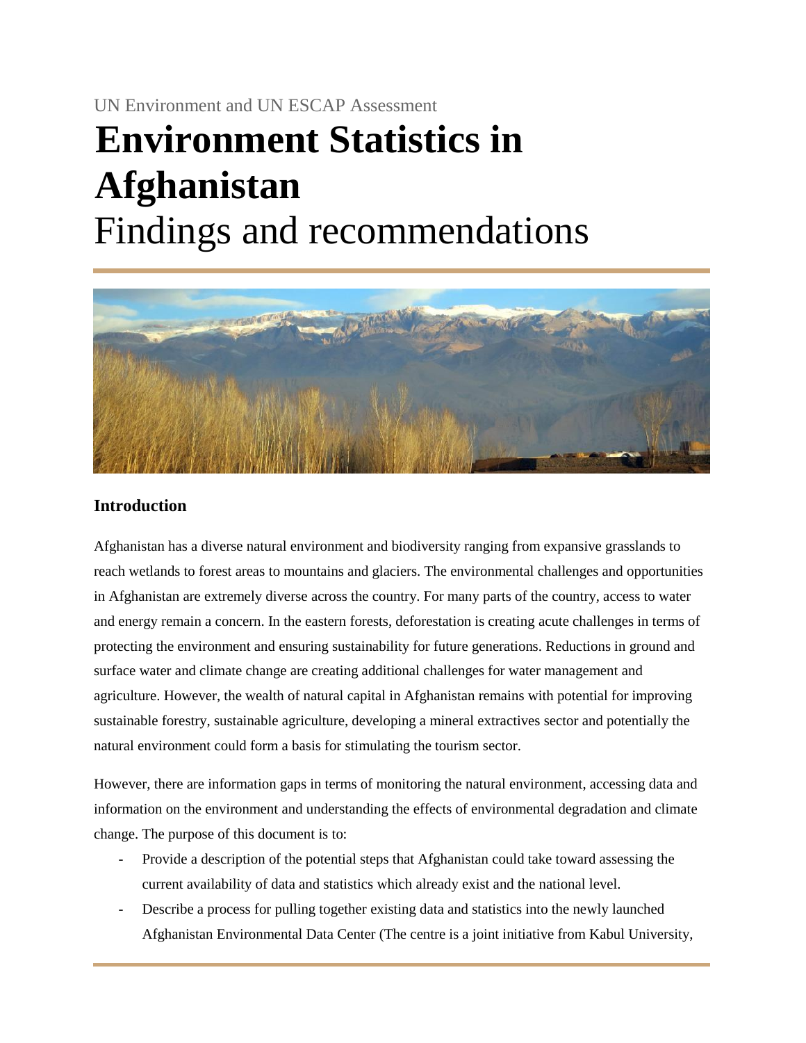UN Environment and UN ESCAP Assessment

# Environment Statistics in Afghanistan

Findings and recommendations

## Introduction

Afghanistan has a diverse natural environment and biodiversity ranging from expansive grasslands to reach wetlands to forest areas to mountains and glaciers. The environmental challenges and opportunities in Afghanistan are extremely diverse across the country. For many parts of the country, access to water and energy remain a concern. In the eastern forests, deforestation is creating acute challenges in terms of protecting the environment and ensuring sustainability for future generations. Reductions in ground and surface water and climate change are creating additional challenges for water management and agriculture. However, the wealth of natural capital in Afghanistan remains with potential for improving sustainable forestry, sustainable agriculture, developing a mineral extractives sector and potentially the natural environment could form a basis for stimulating the tourism sector.

However, there are information gaps in terms of monitoring the natural environment, accessing data and information on the environment and understanding the effects of environmental degradation and climate change. The purpose of this document is to:

- Provide a description of the potential steps that Afghanistan could take toward assessing the current availability of data and statistics which already exist and the national level.
- Describe a process for pulling together existing data and statistics into the newly launched Afghanistan Environmental Data Center (The centre is a joint initiative from Kabul University,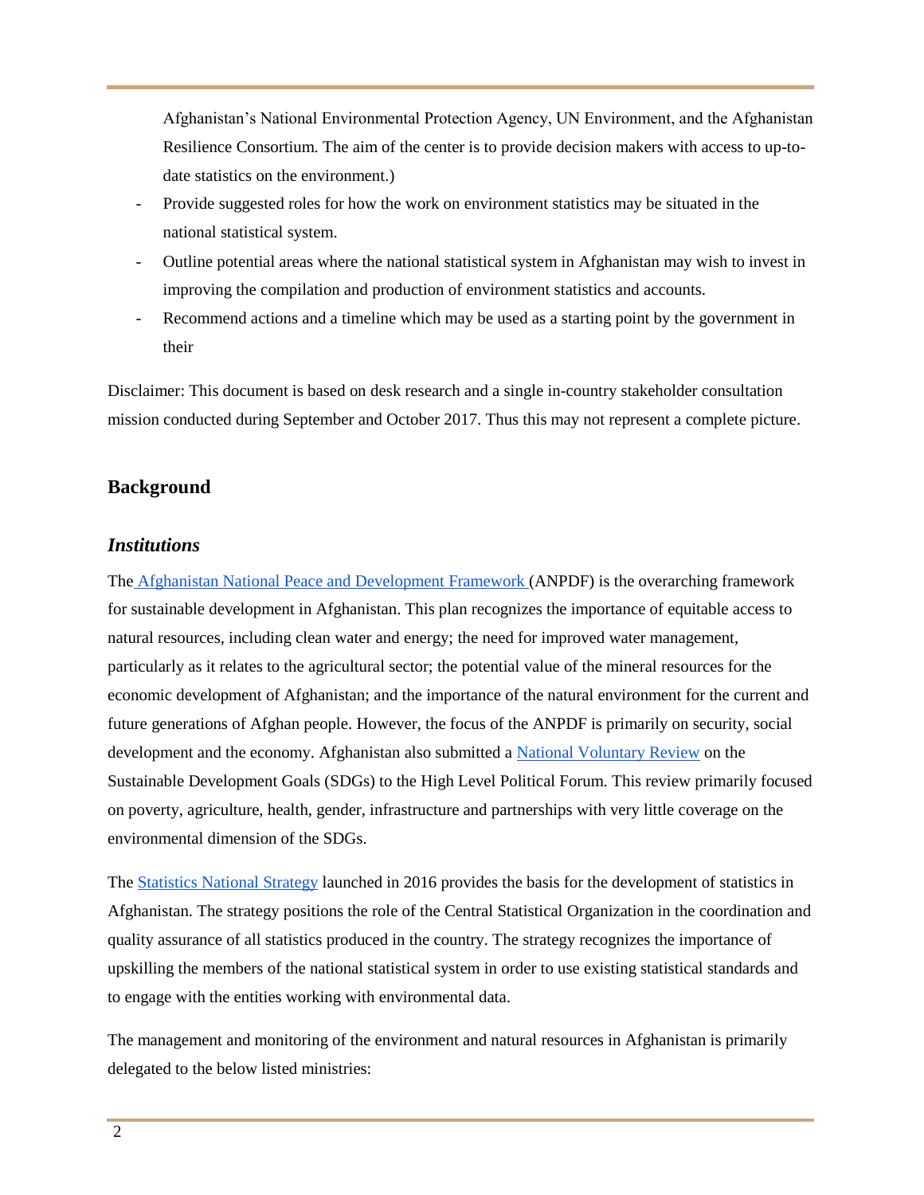Afghanistan's National Environmental Protection Agency, UN Environment, and the Afghanistan Resilience Consortium. The aim of the center is to provide decision makers with access to up-to-date statistics on the environment.)

- Provide suggested roles for how the work on environment statistics may be situated in the national statistical system.
- Outline potential areas where the national statistical system in Afghanistan may wish to invest in improving the compilation and production of environment statistics and accounts.
- Recommend actions and a timeline which may be used as a starting point by the government in their

Disclaimer: This document is based on desk research and a single in-country stakeholder consultation mission conducted during September and October 2017. Thus this may not represent a complete picture.

## Background

### *Institutions*

The Afghanistan National Peace and Development Framework (ANPDF) is the overarching framework for sustainable development in Afghanistan. This plan recognizes the importance of equitable access to natural resources, including clean water and energy; the need for improved water management, particularly as it relates to the agricultural sector; the potential value of the mineral resources for the economic development of Afghanistan; and the importance of the natural environment for the current and future generations of Afghan people. However, the focus of the ANPDF is primarily on security, social development and the economy. Afghanistan also submitted a National Voluntary Review on the Sustainable Development Goals (SDGs) to the High Level Political Forum. This review primarily focused on poverty, agriculture, health, gender, infrastructure and partnerships with very little coverage on the environmental dimension of the SDGs.

The Statistics National Strategy launched in 2016 provides the basis for the development of statistics in Afghanistan. The strategy positions the role of the Central Statistical Organization in the coordination and quality assurance of all statistics produced in the country. The strategy recognizes the importance of upskilling the members of the national statistical system in order to use existing statistical standards and to engage with the entities working with environmental data.

The management and monitoring of the environment and natural resources in Afghanistan is primarily delegated to the below listed ministries: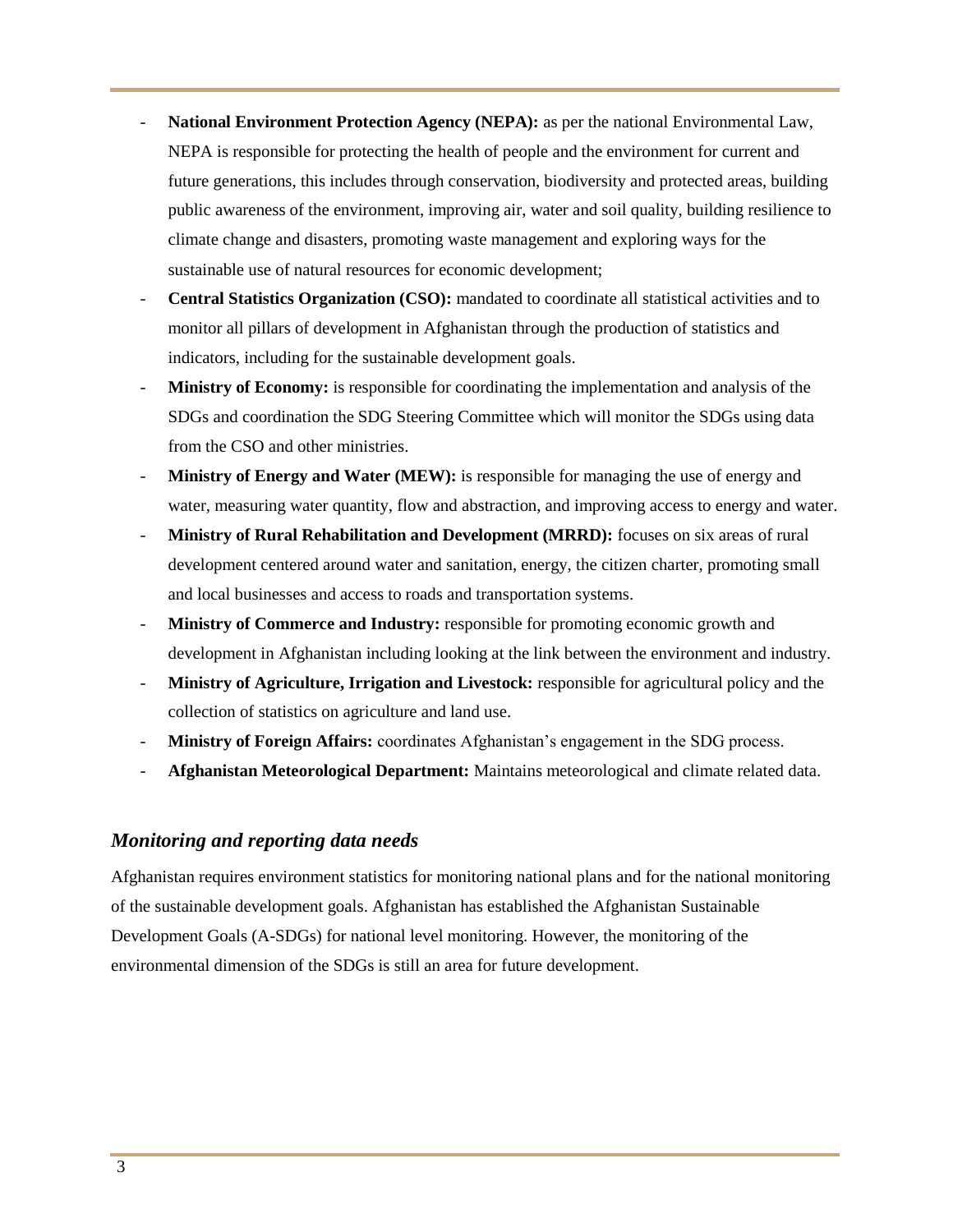- **National Environment Protection Agency (NEPA):** as per the national Environmental Law, NEPA is responsible for protecting the health of people and the environment for current and future generations, this includes through conservation, biodiversity and protected areas, building public awareness of the environment, improving air, water and soil quality, building resilience to climate change and disasters, promoting waste management and exploring ways for the sustainable use of natural resources for economic development;
- **Central Statistics Organization (CSO):** mandated to coordinate all statistical activities and to monitor all pillars of development in Afghanistan through the production of statistics and indicators, including for the sustainable development goals.
- **Ministry of Economy:** is responsible for coordinating the implementation and analysis of the SDGs and coordination the SDG Steering Committee which will monitor the SDGs using data from the CSO and other ministries.
- **Ministry of Energy and Water (MEW):** is responsible for managing the use of energy and water, measuring water quantity, flow and abstraction, and improving access to energy and water.
- **Ministry of Rural Rehabilitation and Development (MRRD):** focuses on six areas of rural development centered around water and sanitation, energy, the citizen charter, promoting small and local businesses and access to roads and transportation systems.
- **Ministry of Commerce and Industry:** responsible for promoting economic growth and development in Afghanistan including looking at the link between the environment and industry.
- **Ministry of Agriculture, Irrigation and Livestock:** responsible for agricultural policy and the collection of statistics on agriculture and land use.
- **Ministry of Foreign Affairs:** coordinates Afghanistan's engagement in the SDG process.
- **Afghanistan Meteorological Department:** Maintains meteorological and climate related data.

## *Monitoring and reporting data needs*

Afghanistan requires environment statistics for monitoring national plans and for the national monitoring of the sustainable development goals. Afghanistan has established the Afghanistan Sustainable Development Goals (A-SDGs) for national level monitoring. However, the monitoring of the environmental dimension of the SDGs is still an area for future development.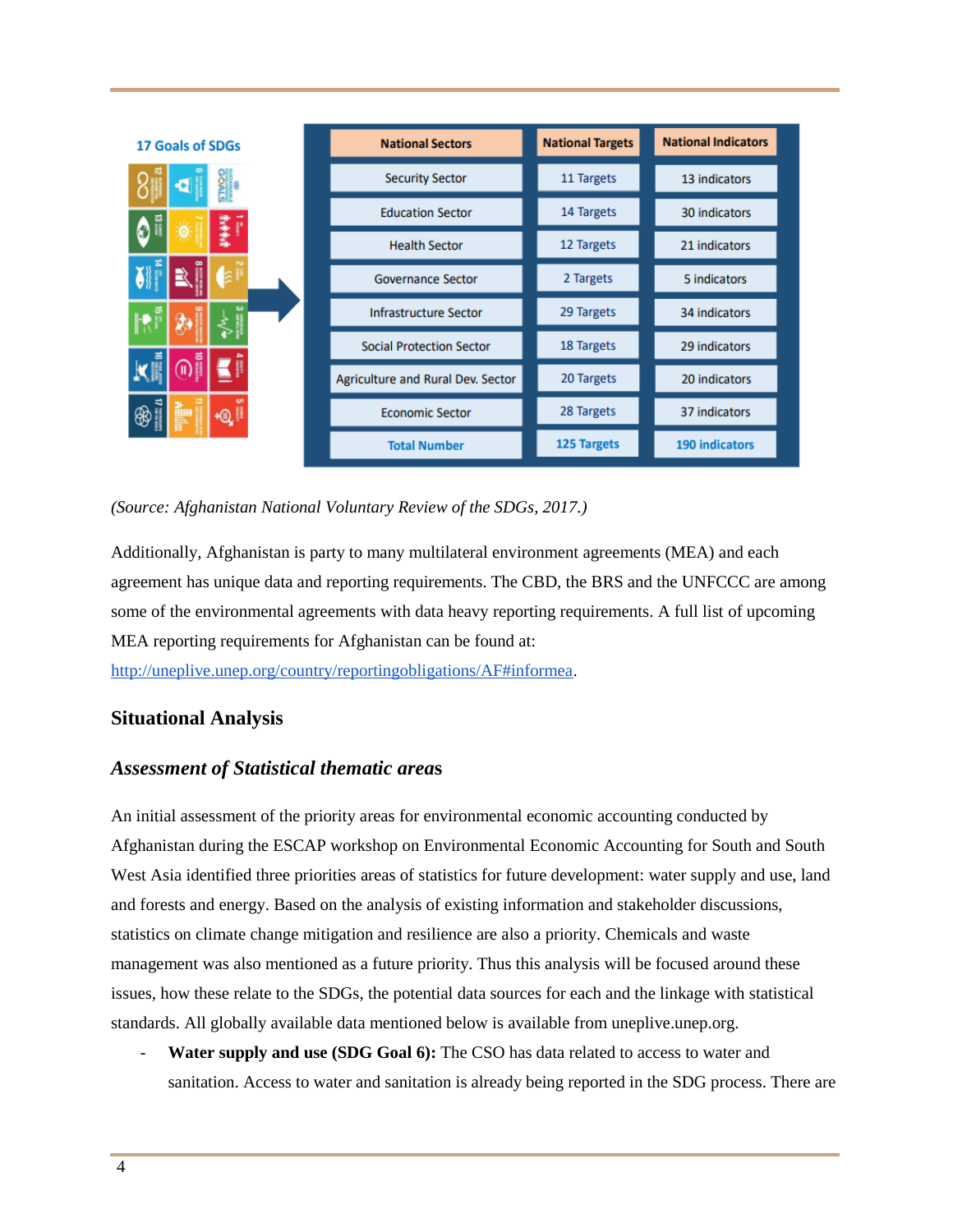17 Goals of SDGs

| National Sectors | National Targets | National Indicators |
| --- | --- | --- |
| Security Sector | 11 Targets | 13 indicators |
| Education Sector | 14 Targets | 30 indicators |
| Health Sector | 12 Targets | 21 indicators |
| Governance Sector | 2 Targets | 5 indicators |
| Infrastructure Sector | 29 Targets | 34 indicators |
| Social Protection Sector | 18 Targets | 29 indicators |
| Agriculture and Rural Dev. Sector | 20 Targets | 20 indicators |
| Economic Sector | 28 Targets | 37 indicators |
| Total Number | 125 Targets | 190 indicators |

*(Source: Afghanistan National Voluntary Review of the SDGs, 2017.)*

Additionally, Afghanistan is party to many multilateral environment agreements (MEA) and each agreement has unique data and reporting requirements. The CBD, the BRS and the UNFCCC are among some of the environmental agreements with data heavy reporting requirements. A full list of upcoming MEA reporting requirements for Afghanistan can be found at: http://uneplive.unep.org/country/reportingobligations/AF#informea.

## Situational Analysis

### *Assessment of Statistical thematic areas*

An initial assessment of the priority areas for environmental economic accounting conducted by Afghanistan during the ESCAP workshop on Environmental Economic Accounting for South and South West Asia identified three priorities areas of statistics for future development: water supply and use, land and forests and energy. Based on the analysis of existing information and stakeholder discussions, statistics on climate change mitigation and resilience are also a priority. Chemicals and waste management was also mentioned as a future priority. Thus this analysis will be focused around these issues, how these relate to the SDGs, the potential data sources for each and the linkage with statistical standards. All globally available data mentioned below is available from uneplive.unep.org.

- **Water supply and use (SDG Goal 6):** The CSO has data related to access to water and sanitation. Access to water and sanitation is already being reported in the SDG process. There are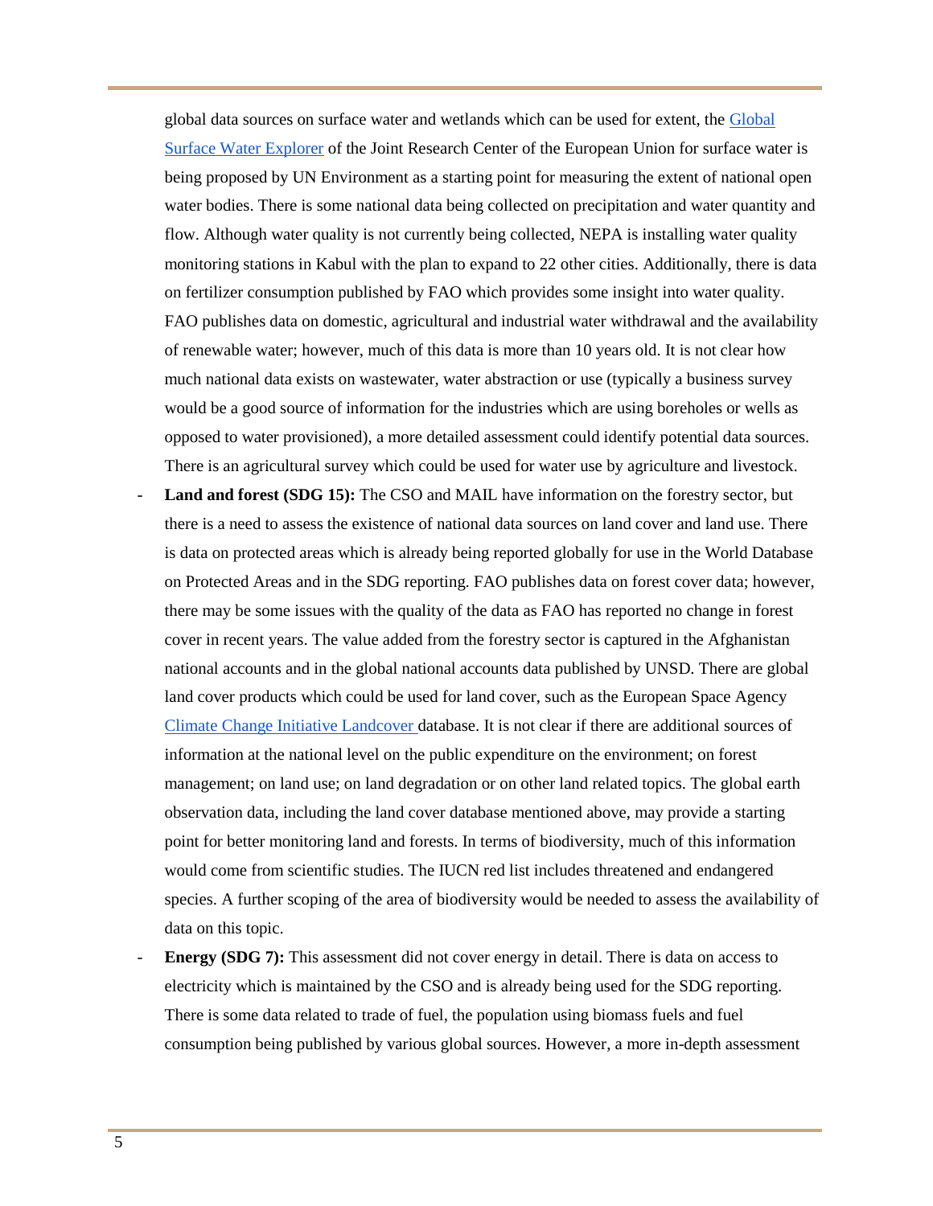global data sources on surface water and wetlands which can be used for extent, the [Global Surface Water Explorer]() of the Joint Research Center of the European Union for surface water is being proposed by UN Environment as a starting point for measuring the extent of national open water bodies. There is some national data being collected on precipitation and water quantity and flow. Although water quality is not currently being collected, NEPA is installing water quality monitoring stations in Kabul with the plan to expand to 22 other cities. Additionally, there is data on fertilizer consumption published by FAO which provides some insight into water quality. FAO publishes data on domestic, agricultural and industrial water withdrawal and the availability of renewable water; however, much of this data is more than 10 years old. It is not clear how much national data exists on wastewater, water abstraction or use (typically a business survey would be a good source of information for the industries which are using boreholes or wells as opposed to water provisioned), a more detailed assessment could identify potential data sources. There is an agricultural survey which could be used for water use by agriculture and livestock.

- **Land and forest (SDG 15):** The CSO and MAIL have information on the forestry sector, but there is a need to assess the existence of national data sources on land cover and land use. There is data on protected areas which is already being reported globally for use in the World Database on Protected Areas and in the SDG reporting. FAO publishes data on forest cover data; however, there may be some issues with the quality of the data as FAO has reported no change in forest cover in recent years. The value added from the forestry sector is captured in the Afghanistan national accounts and in the global national accounts data published by UNSD. There are global land cover products which could be used for land cover, such as the European Space Agency [Climate Change Initiative Landcover]() database. It is not clear if there are additional sources of information at the national level on the public expenditure on the environment; on forest management; on land use; on land degradation or on other land related topics. The global earth observation data, including the land cover database mentioned above, may provide a starting point for better monitoring land and forests. In terms of biodiversity, much of this information would come from scientific studies. The IUCN red list includes threatened and endangered species. A further scoping of the area of biodiversity would be needed to assess the availability of data on this topic.
- **Energy (SDG 7):** This assessment did not cover energy in detail. There is data on access to electricity which is maintained by the CSO and is already being used for the SDG reporting. There is some data related to trade of fuel, the population using biomass fuels and fuel consumption being published by various global sources. However, a more in-depth assessment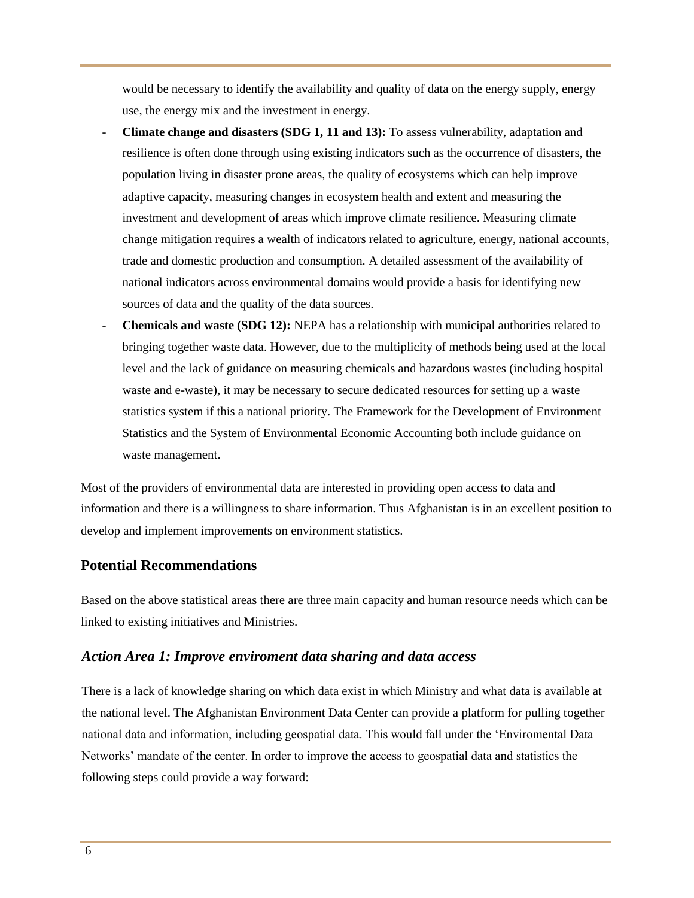would be necessary to identify the availability and quality of data on the energy supply, energy use, the energy mix and the investment in energy.

- **Climate change and disasters (SDG 1, 11 and 13):** To assess vulnerability, adaptation and resilience is often done through using existing indicators such as the occurrence of disasters, the population living in disaster prone areas, the quality of ecosystems which can help improve adaptive capacity, measuring changes in ecosystem health and extent and measuring the investment and development of areas which improve climate resilience. Measuring climate change mitigation requires a wealth of indicators related to agriculture, energy, national accounts, trade and domestic production and consumption. A detailed assessment of the availability of national indicators across environmental domains would provide a basis for identifying new sources of data and the quality of the data sources.
- **Chemicals and waste (SDG 12):** NEPA has a relationship with municipal authorities related to bringing together waste data. However, due to the multiplicity of methods being used at the local level and the lack of guidance on measuring chemicals and hazardous wastes (including hospital waste and e-waste), it may be necessary to secure dedicated resources for setting up a waste statistics system if this a national priority. The Framework for the Development of Environment Statistics and the System of Environmental Economic Accounting both include guidance on waste management.

Most of the providers of environmental data are interested in providing open access to data and information and there is a willingness to share information. Thus Afghanistan is in an excellent position to develop and implement improvements on environment statistics.

## Potential Recommendations

Based on the above statistical areas there are three main capacity and human resource needs which can be linked to existing initiatives and Ministries.

### *Action Area 1: Improve enviroment data sharing and data access*

There is a lack of knowledge sharing on which data exist in which Ministry and what data is available at the national level. The Afghanistan Environment Data Center can provide a platform for pulling together national data and information, including geospatial data. This would fall under the 'Enviromental Data Networks' mandate of the center. In order to improve the access to geospatial data and statistics the following steps could provide a way forward: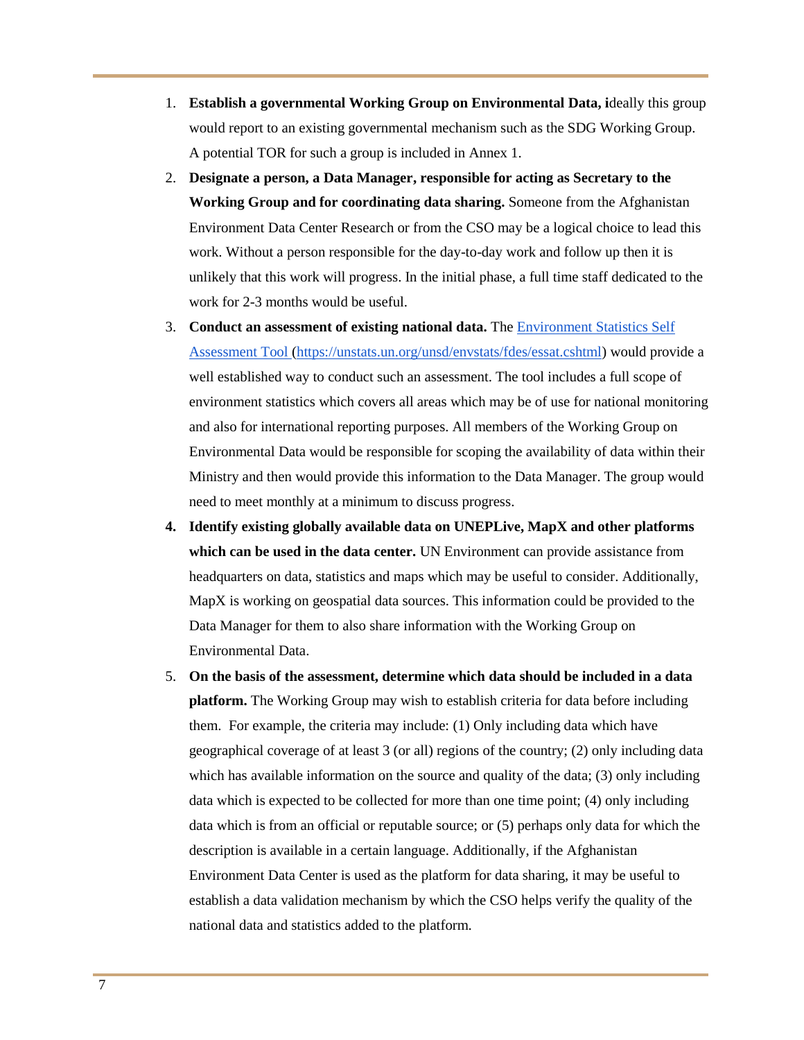1. **Establish a governmental Working Group on Environmental Data, i**deally this group would report to an existing governmental mechanism such as the SDG Working Group. A potential TOR for such a group is included in Annex 1.
2. **Designate a person, a Data Manager, responsible for acting as Secretary to the Working Group and for coordinating data sharing.** Someone from the Afghanistan Environment Data Center Research or from the CSO may be a logical choice to lead this work. Without a person responsible for the day-to-day work and follow up then it is unlikely that this work will progress. In the initial phase, a full time staff dedicated to the work for 2-3 months would be useful.
3. **Conduct an assessment of existing national data.** The [Environment Statistics Self Assessment Tool](https://unstats.un.org/unsd/envstats/fdes/essat.cshtml) (https://unstats.un.org/unsd/envstats/fdes/essat.cshtml) would provide a well established way to conduct such an assessment. The tool includes a full scope of environment statistics which covers all areas which may be of use for national monitoring and also for international reporting purposes. All members of the Working Group on Environmental Data would be responsible for scoping the availability of data within their Ministry and then would provide this information to the Data Manager. The group would need to meet monthly at a minimum to discuss progress.
4. **Identify existing globally available data on UNEPLive, MapX and other platforms which can be used in the data center.** UN Environment can provide assistance from headquarters on data, statistics and maps which may be useful to consider. Additionally, MapX is working on geospatial data sources. This information could be provided to the Data Manager for them to also share information with the Working Group on Environmental Data.
5. **On the basis of the assessment, determine which data should be included in a data platform.** The Working Group may wish to establish criteria for data before including them. For example, the criteria may include: (1) Only including data which have geographical coverage of at least 3 (or all) regions of the country; (2) only including data which has available information on the source and quality of the data; (3) only including data which is expected to be collected for more than one time point; (4) only including data which is from an official or reputable source; or (5) perhaps only data for which the description is available in a certain language. Additionally, if the Afghanistan Environment Data Center is used as the platform for data sharing, it may be useful to establish a data validation mechanism by which the CSO helps verify the quality of the national data and statistics added to the platform.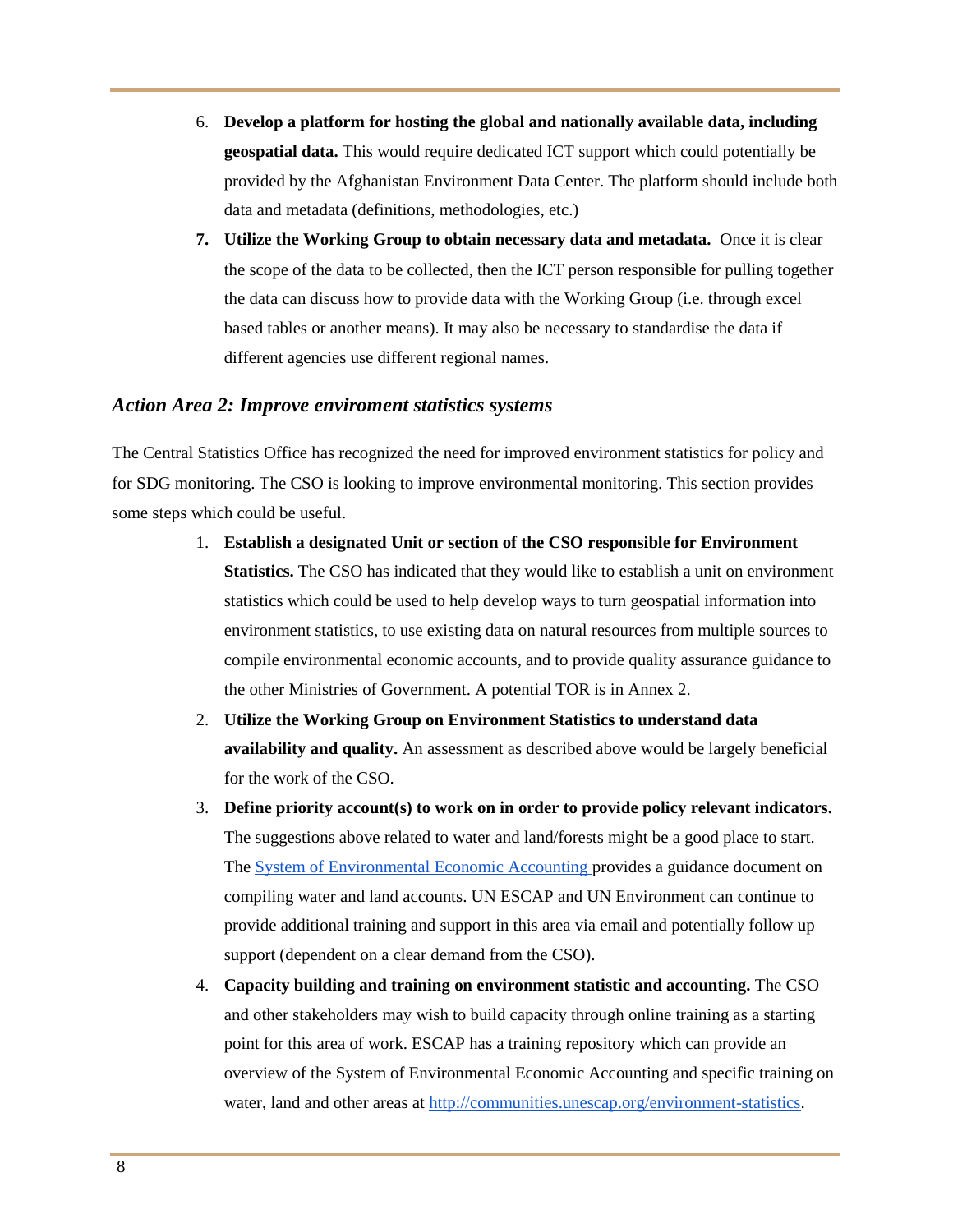6. **Develop a platform for hosting the global and nationally available data, including geospatial data.** This would require dedicated ICT support which could potentially be provided by the Afghanistan Environment Data Center. The platform should include both data and metadata (definitions, methodologies, etc.)
7. **Utilize the Working Group to obtain necessary data and metadata.** Once it is clear the scope of the data to be collected, then the ICT person responsible for pulling together the data can discuss how to provide data with the Working Group (i.e. through excel based tables or another means). It may also be necessary to standardise the data if different agencies use different regional names.

### *Action Area 2: Improve enviroment statistics systems*

The Central Statistics Office has recognized the need for improved environment statistics for policy and for SDG monitoring. The CSO is looking to improve environmental monitoring. This section provides some steps which could be useful.

1. **Establish a designated Unit or section of the CSO responsible for Environment Statistics.** The CSO has indicated that they would like to establish a unit on environment statistics which could be used to help develop ways to turn geospatial information into environment statistics, to use existing data on natural resources from multiple sources to compile environmental economic accounts, and to provide quality assurance guidance to the other Ministries of Government. A potential TOR is in Annex 2.
2. **Utilize the Working Group on Environment Statistics to understand data availability and quality.** An assessment as described above would be largely beneficial for the work of the CSO.
3. **Define priority account(s) to work on in order to provide policy relevant indicators.** The suggestions above related to water and land/forests might be a good place to start. The System of Environmental Economic Accounting provides a guidance document on compiling water and land accounts. UN ESCAP and UN Environment can continue to provide additional training and support in this area via email and potentially follow up support (dependent on a clear demand from the CSO).
4. **Capacity building and training on environment statistic and accounting.** The CSO and other stakeholders may wish to build capacity through online training as a starting point for this area of work. ESCAP has a training repository which can provide an overview of the System of Environmental Economic Accounting and specific training on water, land and other areas at http://communities.unescap.org/environment-statistics.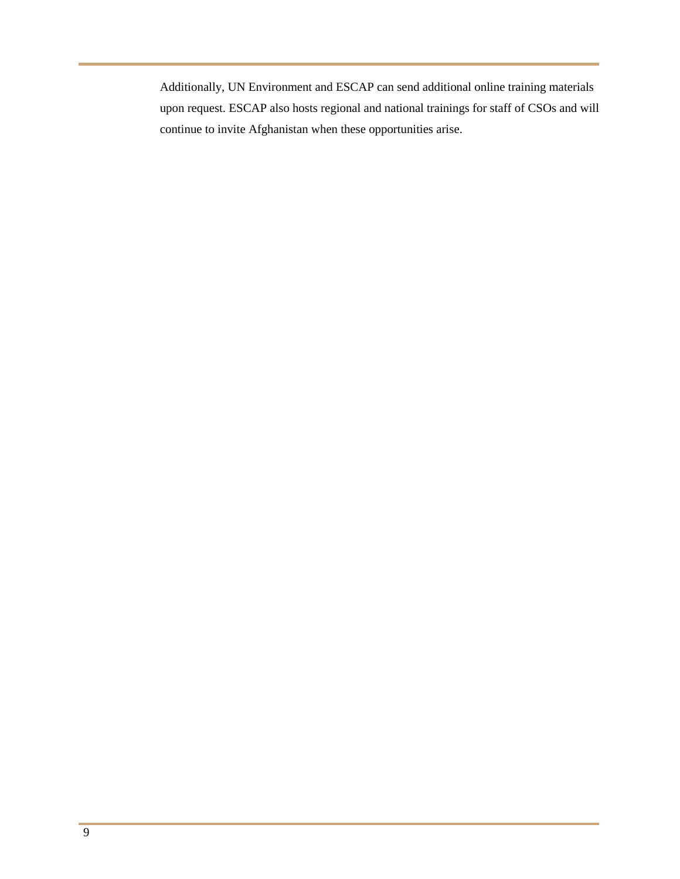Additionally, UN Environment and ESCAP can send additional online training materials upon request. ESCAP also hosts regional and national trainings for staff of CSOs and will continue to invite Afghanistan when these opportunities arise.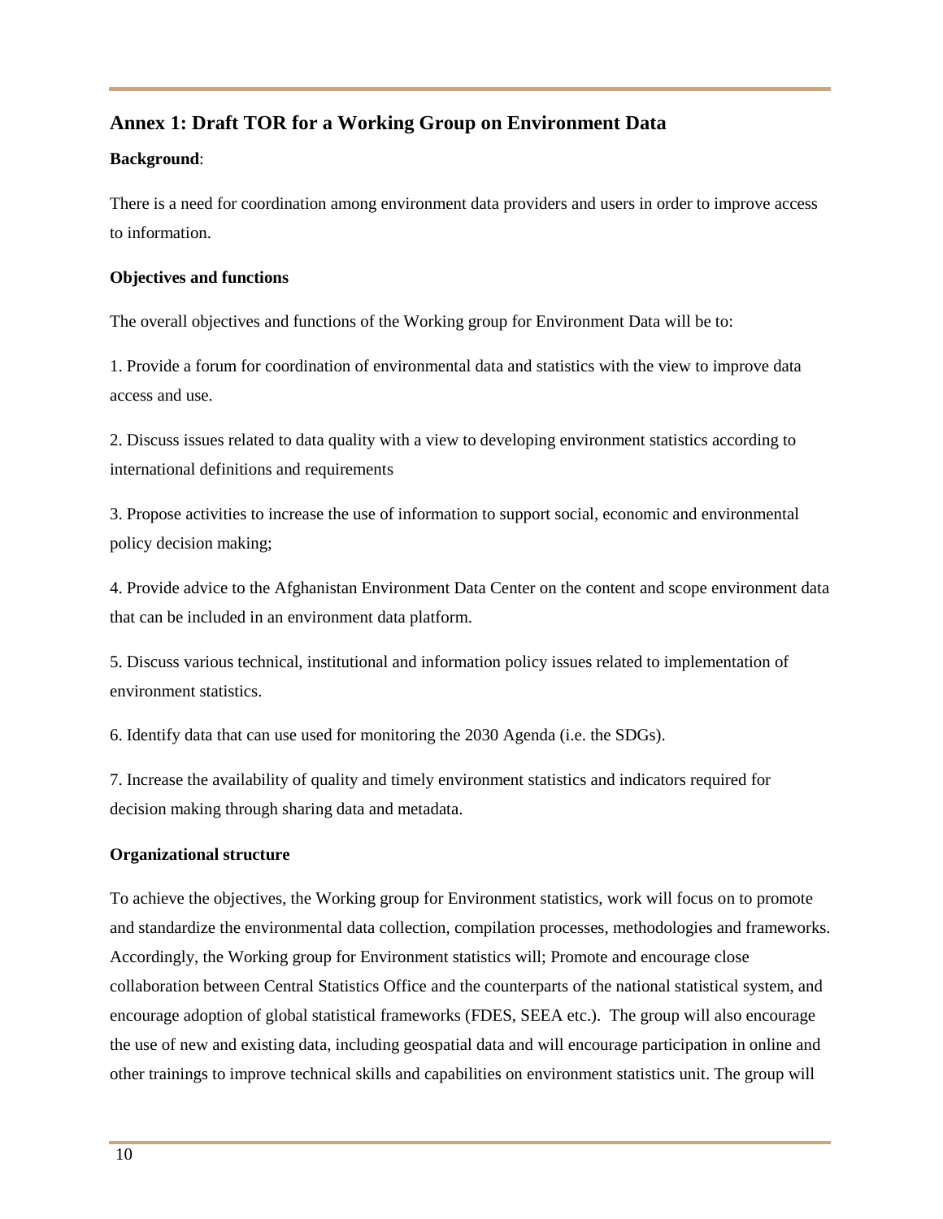## Annex 1: Draft TOR for a Working Group on Environment Data

**Background**:

There is a need for coordination among environment data providers and users in order to improve access to information.

**Objectives and functions**

The overall objectives and functions of the Working group for Environment Data will be to:

1. Provide a forum for coordination of environmental data and statistics with the view to improve data access and use.

2. Discuss issues related to data quality with a view to developing environment statistics according to international definitions and requirements

3. Propose activities to increase the use of information to support social, economic and environmental policy decision making;

4. Provide advice to the Afghanistan Environment Data Center on the content and scope environment data that can be included in an environment data platform.

5. Discuss various technical, institutional and information policy issues related to implementation of environment statistics.

6. Identify data that can use used for monitoring the 2030 Agenda (i.e. the SDGs).

7. Increase the availability of quality and timely environment statistics and indicators required for decision making through sharing data and metadata.

**Organizational structure**

To achieve the objectives, the Working group for Environment statistics, work will focus on to promote and standardize the environmental data collection, compilation processes, methodologies and frameworks. Accordingly, the Working group for Environment statistics will; Promote and encourage close collaboration between Central Statistics Office and the counterparts of the national statistical system, and encourage adoption of global statistical frameworks (FDES, SEEA etc.). The group will also encourage the use of new and existing data, including geospatial data and will encourage participation in online and other trainings to improve technical skills and capabilities on environment statistics unit. The group will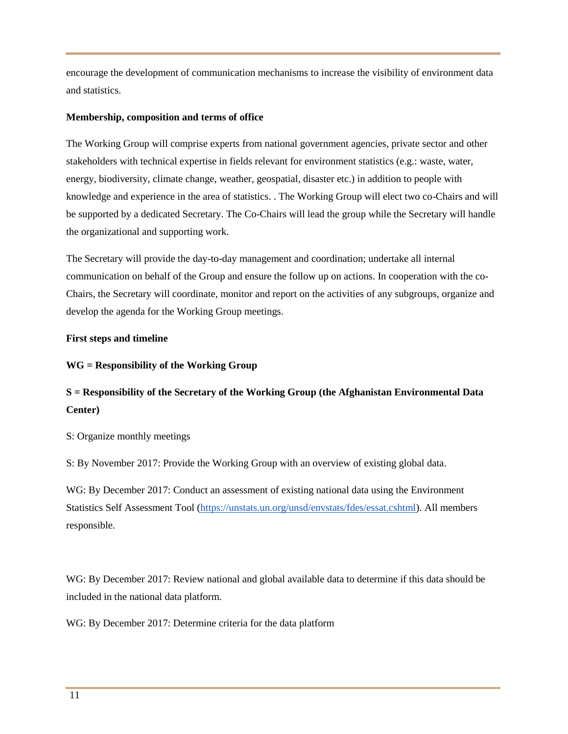encourage the development of communication mechanisms to increase the visibility of environment data and statistics.

**Membership, composition and terms of office**

The Working Group will comprise experts from national government agencies, private sector and other stakeholders with technical expertise in fields relevant for environment statistics (e.g.: waste, water, energy, biodiversity, climate change, weather, geospatial, disaster etc.) in addition to people with knowledge and experience in the area of statistics. . The Working Group will elect two co-Chairs and will be supported by a dedicated Secretary. The Co-Chairs will lead the group while the Secretary will handle the organizational and supporting work.

The Secretary will provide the day-to-day management and coordination; undertake all internal communication on behalf of the Group and ensure the follow up on actions. In cooperation with the co-Chairs, the Secretary will coordinate, monitor and report on the activities of any subgroups, organize and develop the agenda for the Working Group meetings.

**First steps and timeline**

**WG = Responsibility of the Working Group**

**S = Responsibility of the Secretary of the Working Group (the Afghanistan Environmental Data Center)**

S: Organize monthly meetings

S: By November 2017: Provide the Working Group with an overview of existing global data.

WG: By December 2017: Conduct an assessment of existing national data using the Environment Statistics Self Assessment Tool (https://unstats.un.org/unsd/envstats/fdes/essat.cshtml). All members responsible.

WG: By December 2017: Review national and global available data to determine if this data should be included in the national data platform.

WG: By December 2017: Determine criteria for the data platform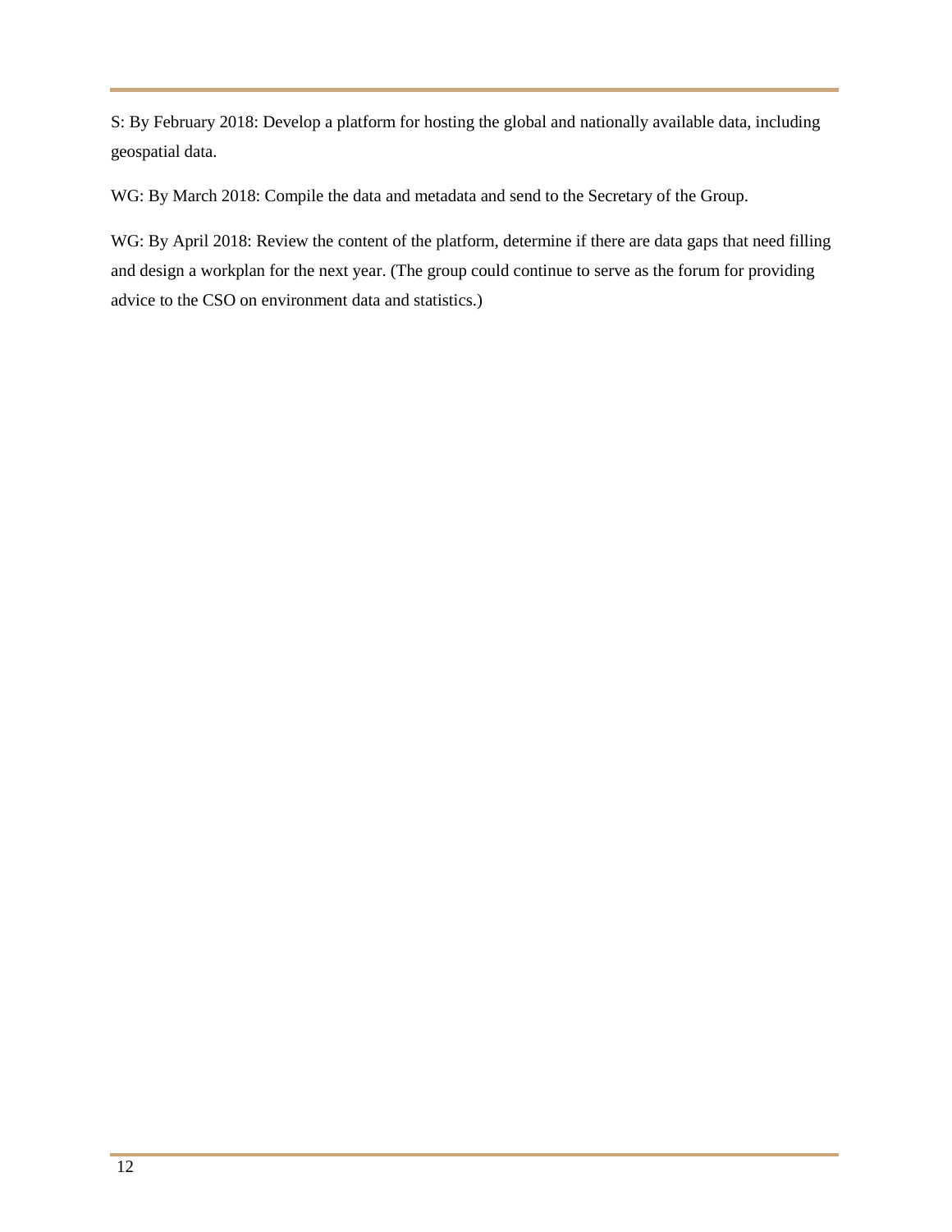S: By February 2018: Develop a platform for hosting the global and nationally available data, including geospatial data.

WG: By March 2018: Compile the data and metadata and send to the Secretary of the Group.

WG: By April 2018: Review the content of the platform, determine if there are data gaps that need filling and design a workplan for the next year. (The group could continue to serve as the forum for providing advice to the CSO on environment data and statistics.)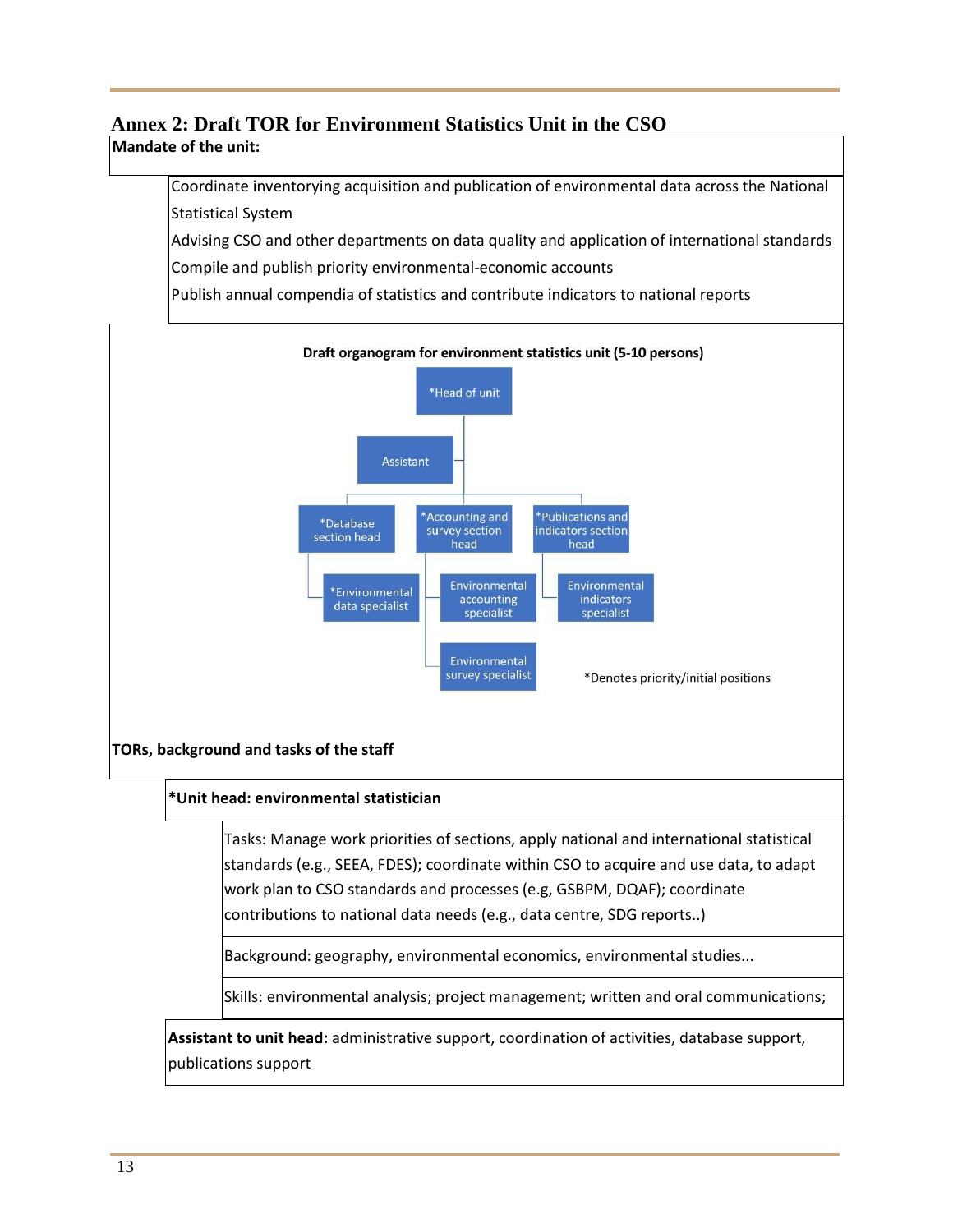# Annex 2: Draft TOR for Environment Statistics Unit in the CSO

**Mandate of the unit:**

Coordinate inventorying acquisition and publication of environmental data across the National Statistical System

Advising CSO and other departments on data quality and application of international standards

Compile and publish priority environmental-economic accounts

Publish annual compendia of statistics and contribute indicators to national reports

**Draft organogram for environment statistics unit (5-10 persons)**

- *Head of unit
  - Assistant
  - *Database section head
    - *Environmental data specialist
  - *Accounting and survey section head
    - Environmental accounting specialist
    - Environmental survey specialist
  - *Publications and indicators section head
    - Environmental indicators specialist

*Denotes priority/initial positions

**TORs, background and tasks of the staff**

**\*Unit head: environmental statistician**

Tasks: Manage work priorities of sections, apply national and international statistical standards (e.g., SEEA, FDES); coordinate within CSO to acquire and use data, to adapt work plan to CSO standards and processes (e.g, GSBPM, DQAF); coordinate contributions to national data needs (e.g., data centre, SDG reports..)

Background: geography, environmental economics, environmental studies...

Skills: environmental analysis; project management; written and oral communications;

**Assistant to unit head:** administrative support, coordination of activities, database support, publications support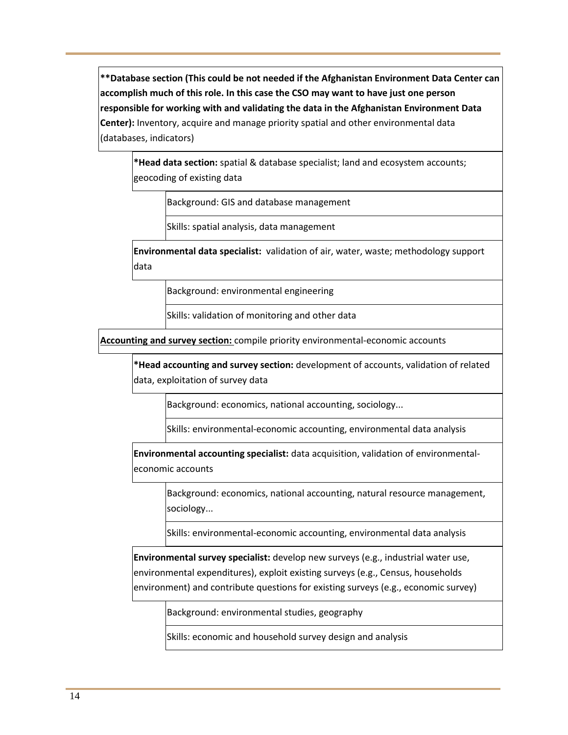**\*\*Database section (This could be not needed if the Afghanistan Environment Data Center can accomplish much of this role. In this case the CSO may want to have just one person responsible for working with and validating the data in the Afghanistan Environment Data Center):** Inventory, acquire and manage priority spatial and other environmental data (databases, indicators)

- **\*Head data section:** spatial & database specialist; land and ecosystem accounts; geocoding of existing data
  - Background: GIS and database management
  - Skills: spatial analysis, data management
- **Environmental data specialist:** validation of air, water, waste; methodology support data
  - Background: environmental engineering
  - Skills: validation of monitoring and other data

**Accounting and survey section:** compile priority environmental-economic accounts

- **\*Head accounting and survey section:** development of accounts, validation of related data, exploitation of survey data
  - Background: economics, national accounting, sociology...
  - Skills: environmental-economic accounting, environmental data analysis
- **Environmental accounting specialist:** data acquisition, validation of environmental-economic accounts
  - Background: economics, national accounting, natural resource management, sociology...
  - Skills: environmental-economic accounting, environmental data analysis
- **Environmental survey specialist:** develop new surveys (e.g., industrial water use, environmental expenditures), exploit existing surveys (e.g., Census, households environment) and contribute questions for existing surveys (e.g., economic survey)
  - Background: environmental studies, geography
  - Skills: economic and household survey design and analysis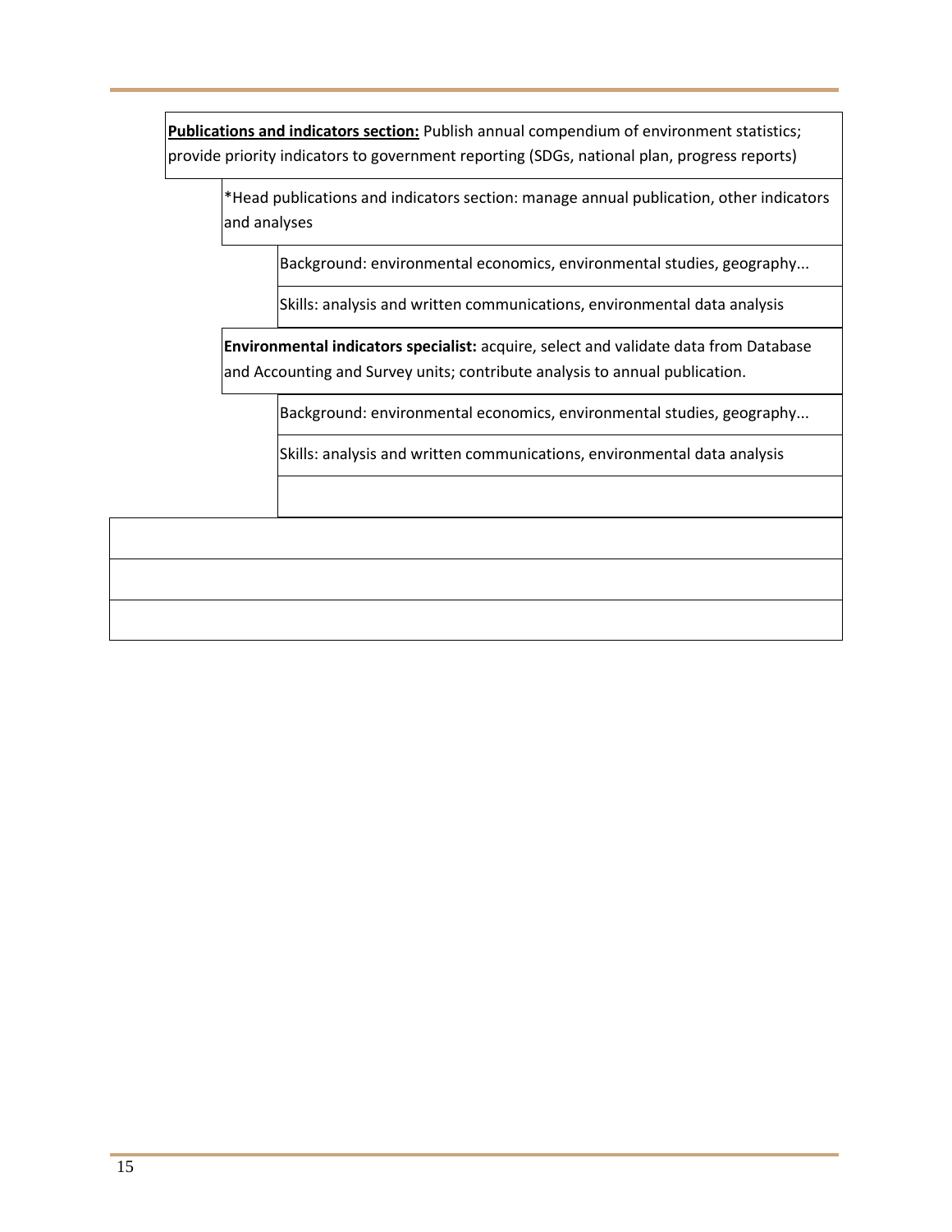**Publications and indicators section:** Publish annual compendium of environment statistics; provide priority indicators to government reporting (SDGs, national plan, progress reports)

*Head publications and indicators section: manage annual publication, other indicators and analyses

Background: environmental economics, environmental studies, geography...

Skills: analysis and written communications, environmental data analysis

**Environmental indicators specialist:** acquire, select and validate data from Database and Accounting and Survey units; contribute analysis to annual publication.

Background: environmental economics, environmental studies, geography...

Skills: analysis and written communications, environmental data analysis